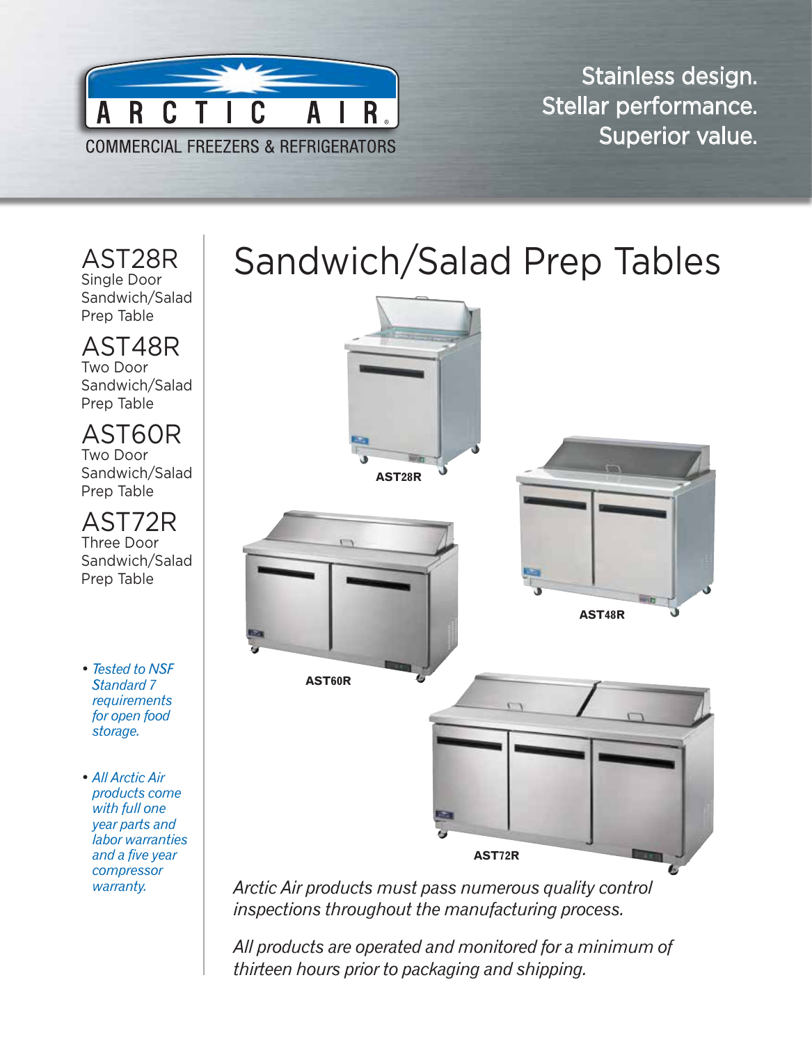ARCTIC AIR

COMMERCIAL FREEZERS & REFRIGERATORS

Stainless design.
Stellar performance.
Superior value.

# Sandwich/Salad Prep Tables

## AST28R
Single Door Sandwich/Salad Prep Table

## AST48R
Two Door Sandwich/Salad Prep Table

## AST60R
Two Door Sandwich/Salad Prep Table

## AST72R
Three Door Sandwich/Salad Prep Table

- *Tested to NSF Standard 7 requirements for open food storage.*
- *All Arctic Air products come with full one year parts and labor warranties and a five year compressor warranty.*

**AST28R**

**AST48R**

**AST60R**

**AST72R**

*Arctic Air products must pass numerous quality control inspections throughout the manufacturing process.*

*All products are operated and monitored for a minimum of thirteen hours prior to packaging and shipping.*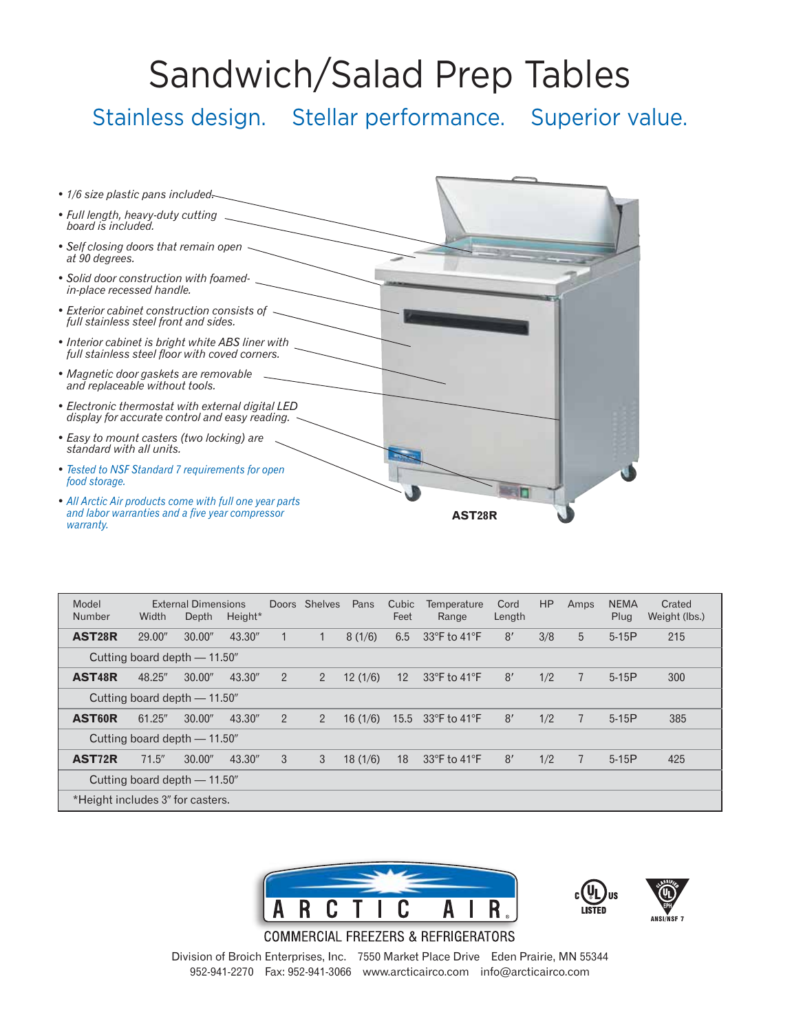# Sandwich/Salad Prep Tables

## Stainless design. Stellar performance. Superior value.

- *1/6 size plastic pans included.*
- *Full length, heavy-duty cutting board is included.*
- *Self closing doors that remain open at 90 degrees.*
- *Solid door construction with foamed-in-place recessed handle.*
- *Exterior cabinet construction consists of full stainless steel front and sides.*
- *Interior cabinet is bright white ABS liner with full stainless steel floor with coved corners.*
- *Magnetic door gaskets are removable and replaceable without tools.*
- *Electronic thermostat with external digital LED display for accurate control and easy reading.*
- *Easy to mount casters (two locking) are standard with all units.*
- *Tested to NSF Standard 7 requirements for open food storage.*
- *All Arctic Air products come with full one year parts and labor warranties and a five year compressor warranty.*

**AST28R**

| Model Number | External Dimensions Width | Depth | Height* | Doors | Shelves | Pans | Cubic Feet | Temperature Range | Cord Length | HP | Amps | NEMA Plug | Crated Weight (lbs.) |
|---|---|---|---|---|---|---|---|---|---|---|---|---|---|
| **AST28R** | 29.00″ | 30.00″ | 43.30″ | 1 | 1 | 8 (1/6) | 6.5 | 33°F to 41°F | 8′ | 3/8 | 5 | 5-15P | 215 |
| Cutting board depth — 11.50″ | | | | | | | | | | | | | |
| **AST48R** | 48.25″ | 30.00″ | 43.30″ | 2 | 2 | 12 (1/6) | 12 | 33°F to 41°F | 8′ | 1/2 | 7 | 5-15P | 300 |
| Cutting board depth — 11.50″ | | | | | | | | | | | | | |
| **AST60R** | 61.25″ | 30.00″ | 43.30″ | 2 | 2 | 16 (1/6) | 15.5 | 33°F to 41°F | 8′ | 1/2 | 7 | 5-15P | 385 |
| Cutting board depth — 11.50″ | | | | | | | | | | | | | |
| **AST72R** | 71.5″ | 30.00″ | 43.30″ | 3 | 3 | 18 (1/6) | 18 | 33°F to 41°F | 8′ | 1/2 | 7 | 5-15P | 425 |
| Cutting board depth — 11.50″ | | | | | | | | | | | | | |
| *Height includes 3″ for casters. | | | | | | | | | | | | | |

ARCTIC AIR®

COMMERCIAL FREEZERS & REFRIGERATORS

c UL us LISTED

CLASSIFIED UL EPH ANSI/NSF 7

Division of Broich Enterprises, Inc. 7550 Market Place Drive Eden Prairie, MN 55344
952-941-2270 Fax: 952-941-3066 www.arcticairco.com info@arcticairco.com